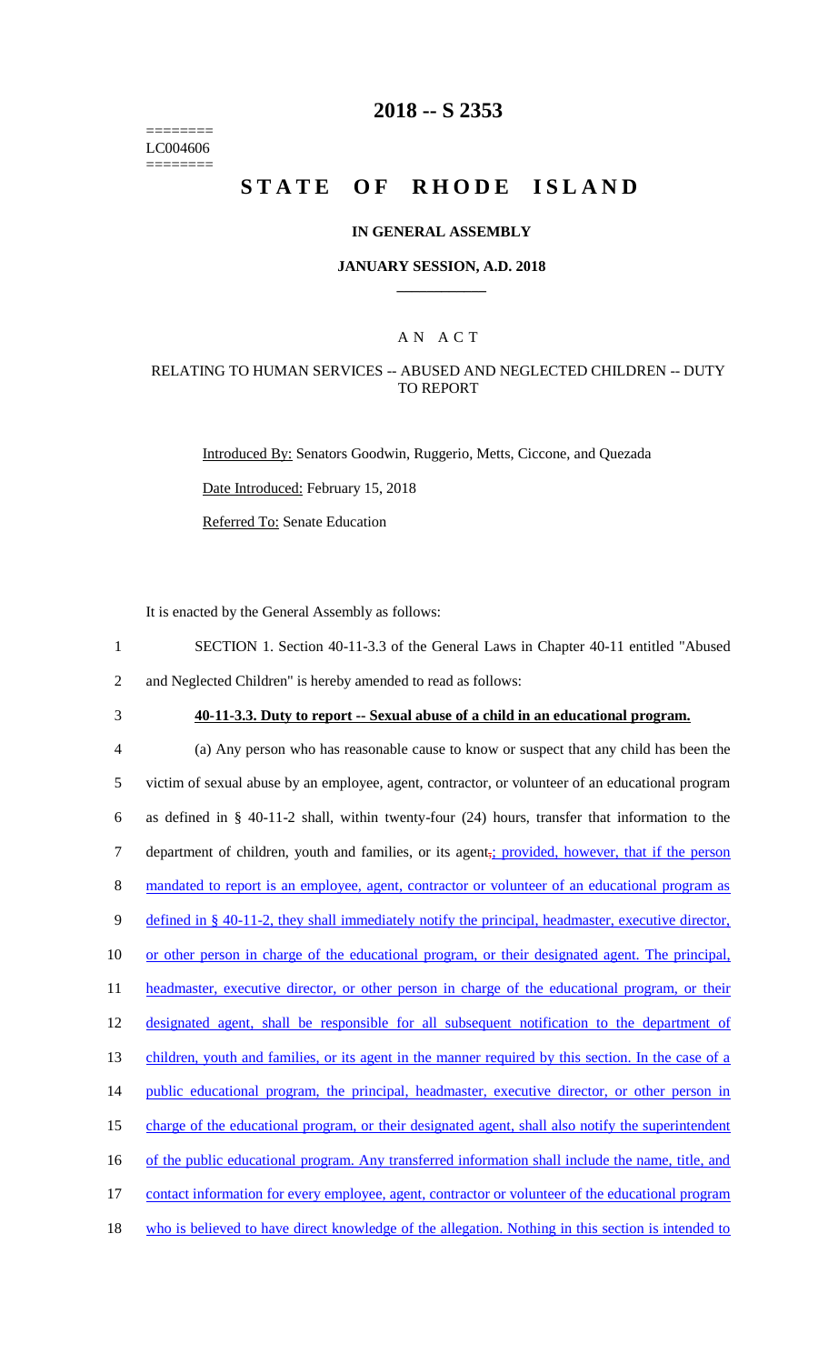LC004606

# 2018 -- S 2353

# STATE OF RHODE ISLAND

## IN GENERAL ASSEMBLY

### JANUARY SESSION, A.D. 2018

## A N A C T

### RELATING TO HUMAN SERVICES -- ABUSED AND NEGLECTED CHILDREN -- DUTY TO REPORT

Introduced By: Senators Goodwin, Ruggerio, Metts, Ciccone, and Quezada

Date Introduced: February 15, 2018

Referred To: Senate Education

It is enacted by the General Assembly as follows:

1 SECTION 1. Section 40-11-3.3 of the General Laws in Chapter 40-11 entitled "Abused
2 and Neglected Children" is hereby amended to read as follows:

3 **40-11-3.3. Duty to report -- Sexual abuse of a child in an educational program.**

4 (a) Any person who has reasonable cause to know or suspect that any child has been the
5 victim of sexual abuse by an employee, agent, contractor, or volunteer of an educational program
6 as defined in § 40-11-2 shall, within twenty-four (24) hours, transfer that information to the
7 department of children, youth and families, or its agent.; provided, however, that if the person
8 mandated to report is an employee, agent, contractor or volunteer of an educational program as
9 defined in § 40-11-2, they shall immediately notify the principal, headmaster, executive director,
10 or other person in charge of the educational program, or their designated agent. The principal,
11 headmaster, executive director, or other person in charge of the educational program, or their
12 designated agent, shall be responsible for all subsequent notification to the department of
13 children, youth and families, or its agent in the manner required by this section. In the case of a
14 public educational program, the principal, headmaster, executive director, or other person in
15 charge of the educational program, or their designated agent, shall also notify the superintendent
16 of the public educational program. Any transferred information shall include the name, title, and
17 contact information for every employee, agent, contractor or volunteer of the educational program
18 who is believed to have direct knowledge of the allegation. Nothing in this section is intended to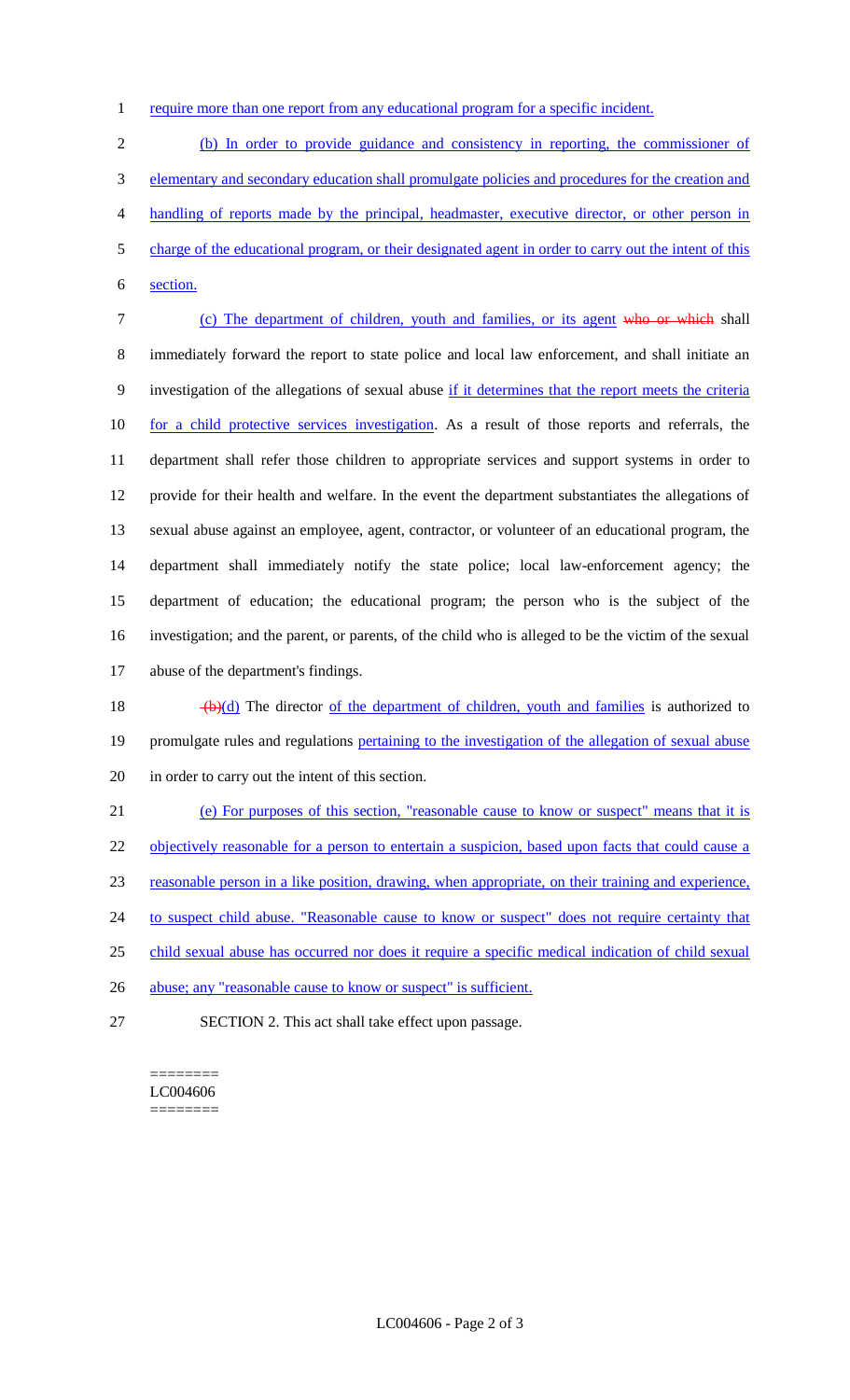require more than one report from any educational program for a specific incident.

(b) In order to provide guidance and consistency in reporting, the commissioner of elementary and secondary education shall promulgate policies and procedures for the creation and handling of reports made by the principal, headmaster, executive director, or other person in charge of the educational program, or their designated agent in order to carry out the intent of this section.

(c) The department of children, youth and families, or its agent ~~who or which~~ shall immediately forward the report to state police and local law enforcement, and shall initiate an investigation of the allegations of sexual abuse if it determines that the report meets the criteria for a child protective services investigation. As a result of those reports and referrals, the department shall refer those children to appropriate services and support systems in order to provide for their health and welfare. In the event the department substantiates the allegations of sexual abuse against an employee, agent, contractor, or volunteer of an educational program, the department shall immediately notify the state police; local law-enforcement agency; the department of education; the educational program; the person who is the subject of the investigation; and the parent, or parents, of the child who is alleged to be the victim of the sexual abuse of the department's findings.

~~(b)~~(d) The director of the department of children, youth and families is authorized to promulgate rules and regulations pertaining to the investigation of the allegation of sexual abuse in order to carry out the intent of this section.

(e) For purposes of this section, "reasonable cause to know or suspect" means that it is objectively reasonable for a person to entertain a suspicion, based upon facts that could cause a reasonable person in a like position, drawing, when appropriate, on their training and experience, to suspect child abuse. "Reasonable cause to know or suspect" does not require certainty that child sexual abuse has occurred nor does it require a specific medical indication of child sexual abuse; any "reasonable cause to know or suspect" is sufficient.

SECTION 2. This act shall take effect upon passage.

========
LC004606
========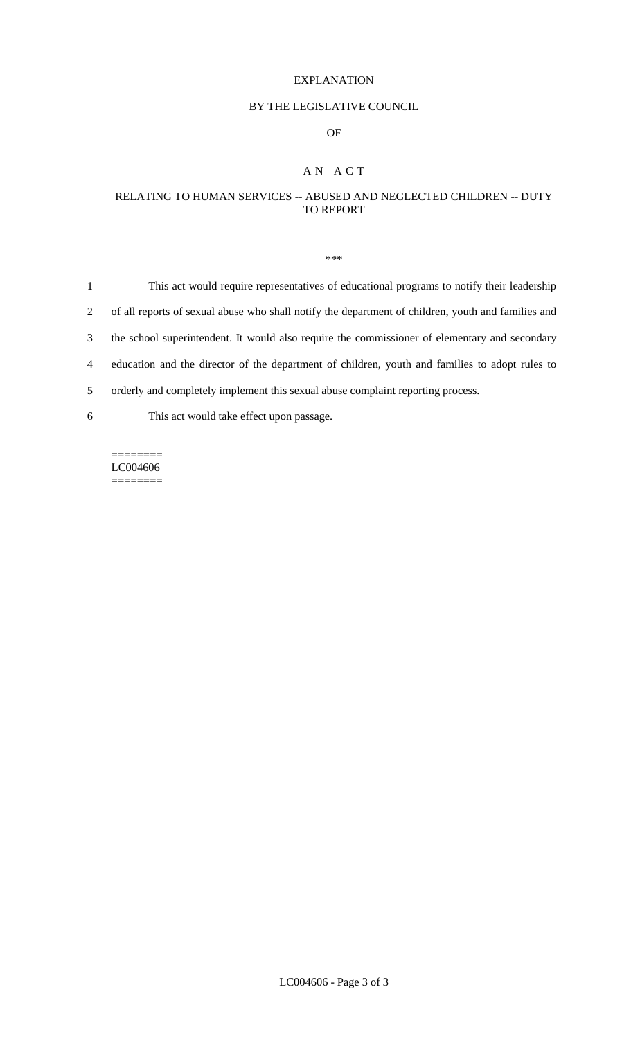EXPLANATION

BY THE LEGISLATIVE COUNCIL

OF

A N A C T

RELATING TO HUMAN SERVICES -- ABUSED AND NEGLECTED CHILDREN -- DUTY TO REPORT

\*\*\*

1 This act would require representatives of educational programs to notify their leadership
2 of all reports of sexual abuse who shall notify the department of children, youth and families and
3 the school superintendent. It would also require the commissioner of elementary and secondary
4 education and the director of the department of children, youth and families to adopt rules to
5 orderly and completely implement this sexual abuse complaint reporting process.
6 This act would take effect upon passage.

========
LC004606
========